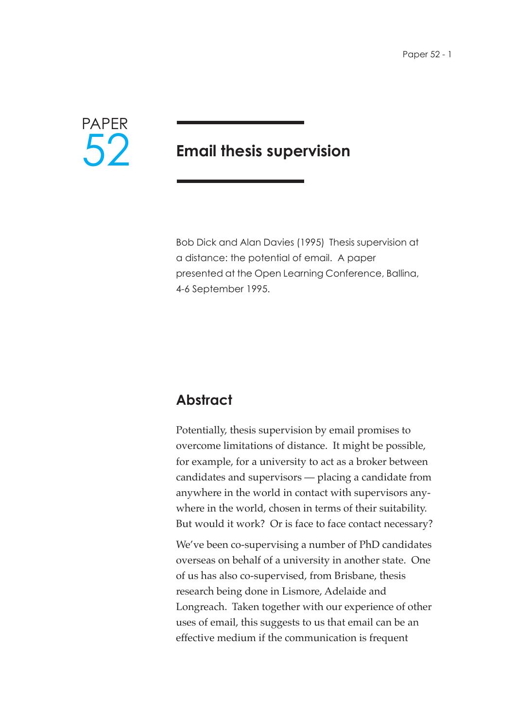PAPER 52

# Email thesis supervision

Bob Dick and Alan Davies (1995) Thesis supervision at a distance: the potential of email. A paper presented at the Open Learning Conference, Ballina, 4-6 September 1995.

## Abstract

Potentially, thesis supervision by email promises to overcome limitations of distance. It might be possible, for example, for a university to act as a broker between candidates and supervisors — placing a candidate from anywhere in the world in contact with supervisors anywhere in the world, chosen in terms of their suitability. But would it work? Or is face to face contact necessary?

We've been co-supervising a number of PhD candidates overseas on behalf of a university in another state. One of us has also co-supervised, from Brisbane, thesis research being done in Lismore, Adelaide and Longreach. Taken together with our experience of other uses of email, this suggests to us that email can be an effective medium if the communication is frequent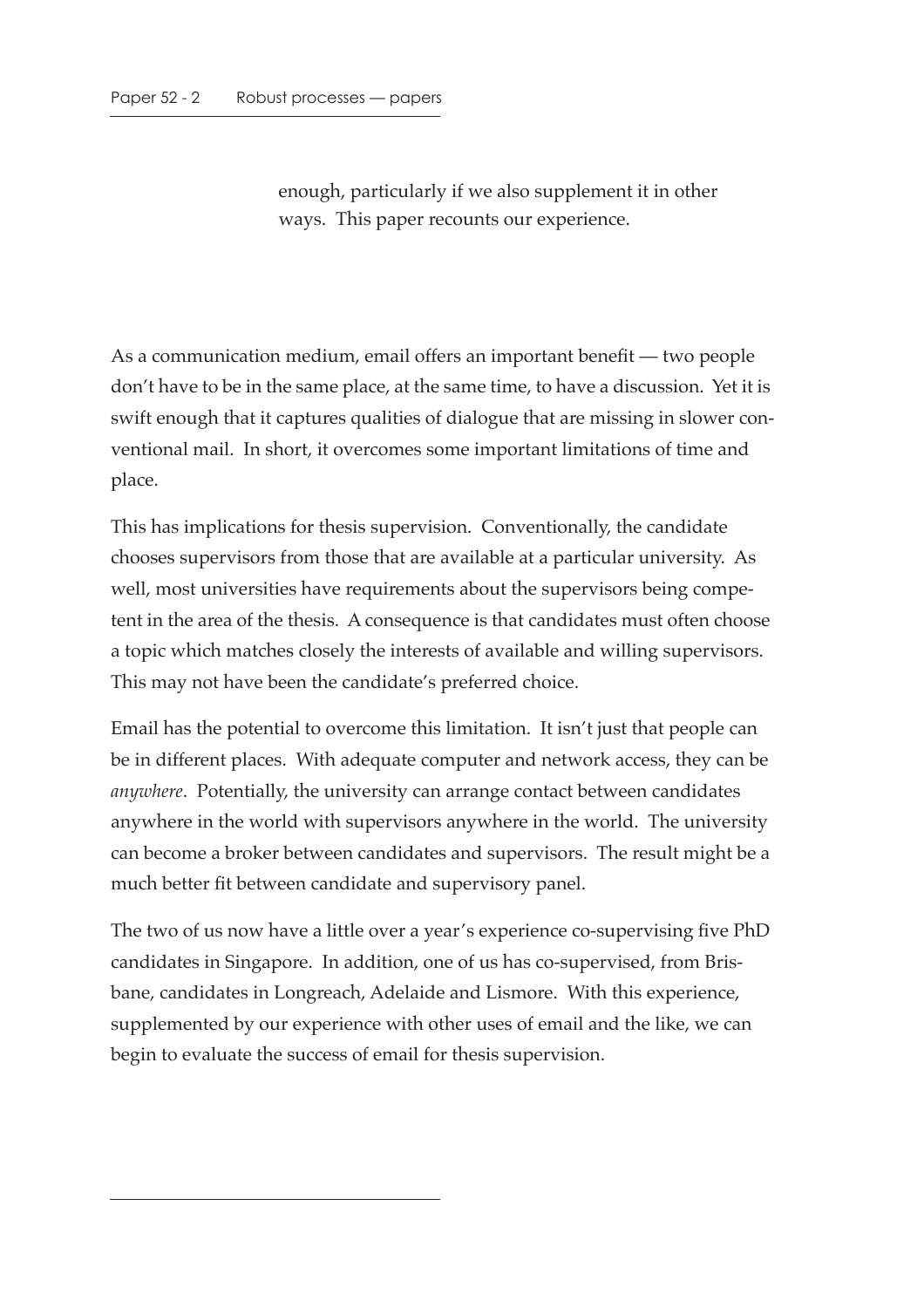enough, particularly if we also supplement it in other ways. This paper recounts our experience.

As a communication medium, email offers an important benefit — two people don't have to be in the same place, at the same time, to have a discussion. Yet it is swift enough that it captures qualities of dialogue that are missing in slower conventional mail. In short, it overcomes some important limitations of time and place.

This has implications for thesis supervision. Conventionally, the candidate chooses supervisors from those that are available at a particular university. As well, most universities have requirements about the supervisors being competent in the area of the thesis. A consequence is that candidates must often choose a topic which matches closely the interests of available and willing supervisors. This may not have been the candidate's preferred choice.

Email has the potential to overcome this limitation. It isn't just that people can be in different places. With adequate computer and network access, they can be *anywhere*. Potentially, the university can arrange contact between candidates anywhere in the world with supervisors anywhere in the world. The university can become a broker between candidates and supervisors. The result might be a much better fit between candidate and supervisory panel.

The two of us now have a little over a year's experience co-supervising five PhD candidates in Singapore. In addition, one of us has co-supervised, from Brisbane, candidates in Longreach, Adelaide and Lismore. With this experience, supplemented by our experience with other uses of email and the like, we can begin to evaluate the success of email for thesis supervision.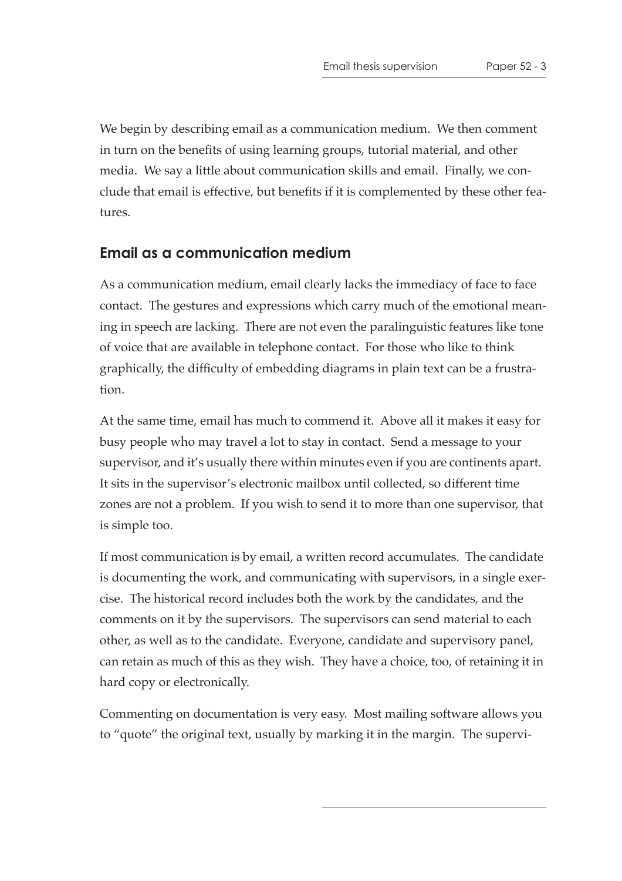We begin by describing email as a communication medium. We then comment in turn on the benefits of using learning groups, tutorial material, and other media. We say a little about communication skills and email. Finally, we conclude that email is effective, but benefits if it is complemented by these other features.

## Email as a communication medium

As a communication medium, email clearly lacks the immediacy of face to face contact. The gestures and expressions which carry much of the emotional meaning in speech are lacking. There are not even the paralinguistic features like tone of voice that are available in telephone contact. For those who like to think graphically, the difficulty of embedding diagrams in plain text can be a frustration.

At the same time, email has much to commend it. Above all it makes it easy for busy people who may travel a lot to stay in contact. Send a message to your supervisor, and it's usually there within minutes even if you are continents apart. It sits in the supervisor's electronic mailbox until collected, so different time zones are not a problem. If you wish to send it to more than one supervisor, that is simple too.

If most communication is by email, a written record accumulates. The candidate is documenting the work, and communicating with supervisors, in a single exercise. The historical record includes both the work by the candidates, and the comments on it by the supervisors. The supervisors can send material to each other, as well as to the candidate. Everyone, candidate and supervisory panel, can retain as much of this as they wish. They have a choice, too, of retaining it in hard copy or electronically.

Commenting on documentation is very easy. Most mailing software allows you to "quote" the original text, usually by marking it in the margin. The supervi-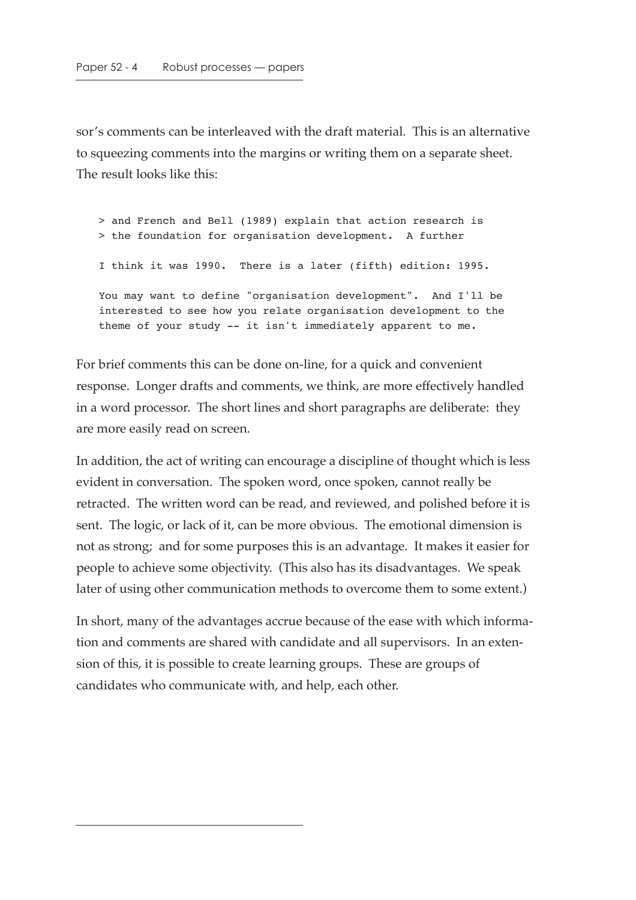sor's comments can be interleaved with the draft material. This is an alternative to squeezing comments into the margins or writing them on a separate sheet. The result looks like this:

```
> and French and Bell (1989) explain that action research is
> the foundation for organisation development.  A further

I think it was 1990.  There is a later (fifth) edition: 1995.

You may want to define "organisation development".  And I'll be
interested to see how you relate organisation development to the
theme of your study -- it isn't immediately apparent to me.
```

For brief comments this can be done on-line, for a quick and convenient response. Longer drafts and comments, we think, are more effectively handled in a word processor. The short lines and short paragraphs are deliberate: they are more easily read on screen.

In addition, the act of writing can encourage a discipline of thought which is less evident in conversation. The spoken word, once spoken, cannot really be retracted. The written word can be read, and reviewed, and polished before it is sent. The logic, or lack of it, can be more obvious. The emotional dimension is not as strong; and for some purposes this is an advantage. It makes it easier for people to achieve some objectivity. (This also has its disadvantages. We speak later of using other communication methods to overcome them to some extent.)

In short, many of the advantages accrue because of the ease with which information and comments are shared with candidate and all supervisors. In an extension of this, it is possible to create learning groups. These are groups of candidates who communicate with, and help, each other.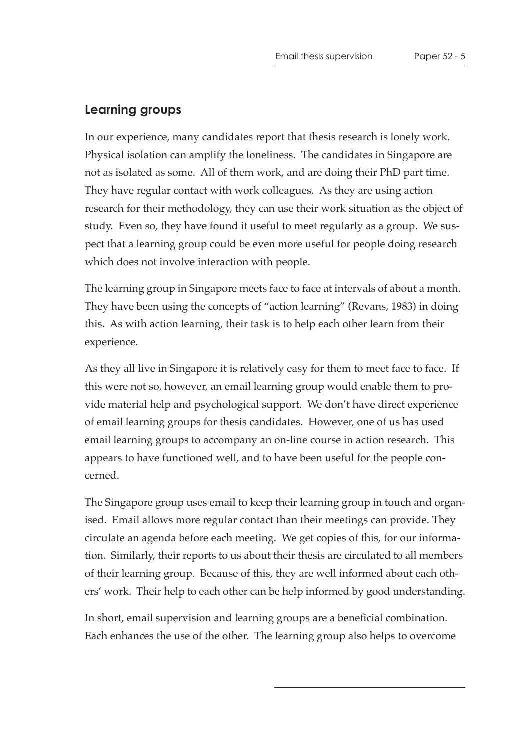## Learning groups

In our experience, many candidates report that thesis research is lonely work. Physical isolation can amplify the loneliness. The candidates in Singapore are not as isolated as some. All of them work, and are doing their PhD part time. They have regular contact with work colleagues. As they are using action research for their methodology, they can use their work situation as the object of study. Even so, they have found it useful to meet regularly as a group. We suspect that a learning group could be even more useful for people doing research which does not involve interaction with people.

The learning group in Singapore meets face to face at intervals of about a month. They have been using the concepts of "action learning" (Revans, 1983) in doing this. As with action learning, their task is to help each other learn from their experience.

As they all live in Singapore it is relatively easy for them to meet face to face. If this were not so, however, an email learning group would enable them to provide material help and psychological support. We don't have direct experience of email learning groups for thesis candidates. However, one of us has used email learning groups to accompany an on-line course in action research. This appears to have functioned well, and to have been useful for the people concerned.

The Singapore group uses email to keep their learning group in touch and organised. Email allows more regular contact than their meetings can provide. They circulate an agenda before each meeting. We get copies of this, for our information. Similarly, their reports to us about their thesis are circulated to all members of their learning group. Because of this, they are well informed about each others' work. Their help to each other can be help informed by good understanding.

In short, email supervision and learning groups are a beneficial combination. Each enhances the use of the other. The learning group also helps to overcome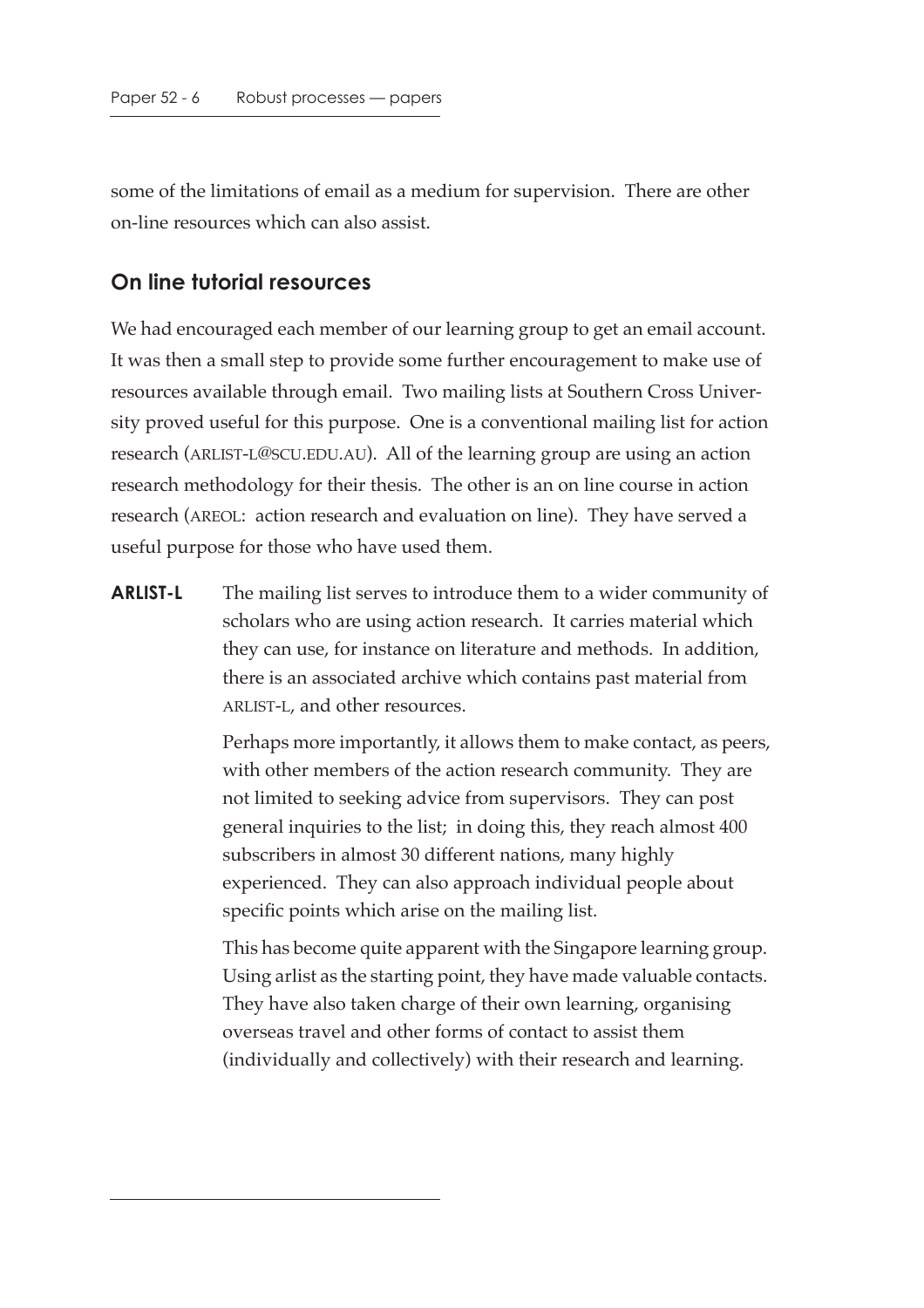some of the limitations of email as a medium for supervision. There are other on-line resources which can also assist.

## On line tutorial resources

We had encouraged each member of our learning group to get an email account. It was then a small step to provide some further encouragement to make use of resources available through email. Two mailing lists at Southern Cross University proved useful for this purpose. One is a conventional mailing list for action research (ARLIST-L@SCU.EDU.AU). All of the learning group are using an action research methodology for their thesis. The other is an on line course in action research (AREOL: action research and evaluation on line). They have served a useful purpose for those who have used them.

**ARLIST-L** The mailing list serves to introduce them to a wider community of scholars who are using action research. It carries material which they can use, for instance on literature and methods. In addition, there is an associated archive which contains past material from ARLIST-L, and other resources.

Perhaps more importantly, it allows them to make contact, as peers, with other members of the action research community. They are not limited to seeking advice from supervisors. They can post general inquiries to the list; in doing this, they reach almost 400 subscribers in almost 30 different nations, many highly experienced. They can also approach individual people about specific points which arise on the mailing list.

This has become quite apparent with the Singapore learning group. Using arlist as the starting point, they have made valuable contacts. They have also taken charge of their own learning, organising overseas travel and other forms of contact to assist them (individually and collectively) with their research and learning.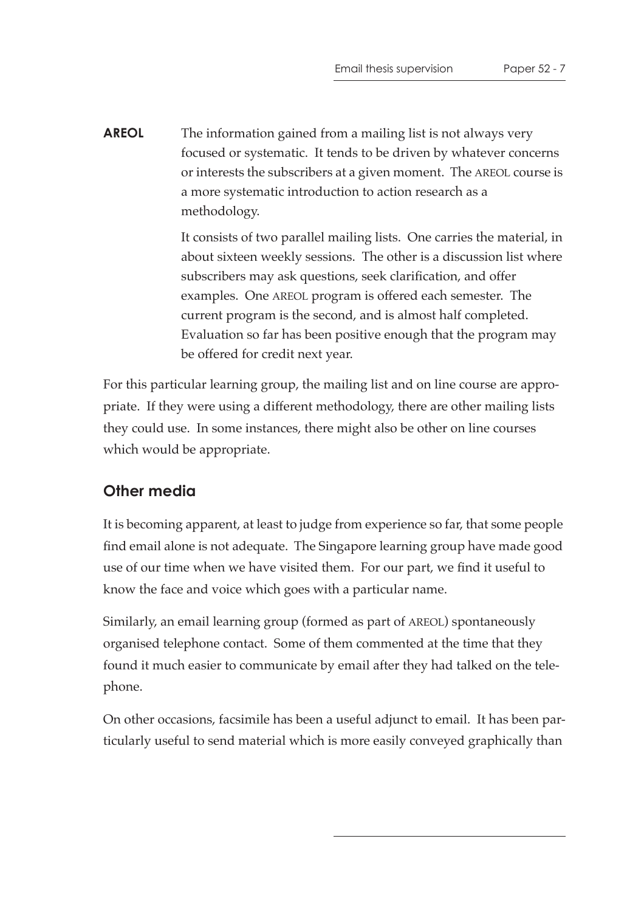**AREOL** The information gained from a mailing list is not always very focused or systematic. It tends to be driven by whatever concerns or interests the subscribers at a given moment. The AREOL course is a more systematic introduction to action research as a methodology.

It consists of two parallel mailing lists. One carries the material, in about sixteen weekly sessions. The other is a discussion list where subscribers may ask questions, seek clarification, and offer examples. One AREOL program is offered each semester. The current program is the second, and is almost half completed. Evaluation so far has been positive enough that the program may be offered for credit next year.

For this particular learning group, the mailing list and on line course are appropriate. If they were using a different methodology, there are other mailing lists they could use. In some instances, there might also be other on line courses which would be appropriate.

## Other media

It is becoming apparent, at least to judge from experience so far, that some people find email alone is not adequate. The Singapore learning group have made good use of our time when we have visited them. For our part, we find it useful to know the face and voice which goes with a particular name.

Similarly, an email learning group (formed as part of AREOL) spontaneously organised telephone contact. Some of them commented at the time that they found it much easier to communicate by email after they had talked on the telephone.

On other occasions, facsimile has been a useful adjunct to email. It has been particularly useful to send material which is more easily conveyed graphically than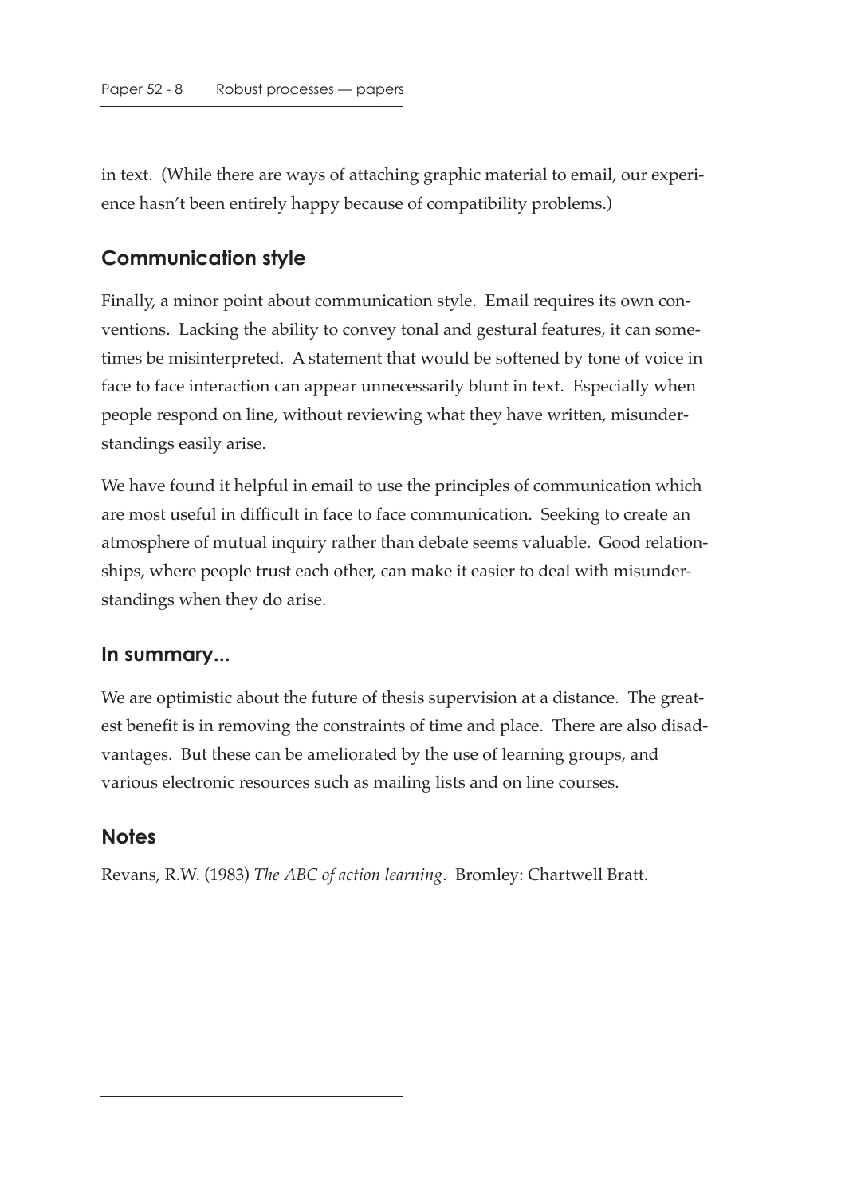in text. (While there are ways of attaching graphic material to email, our experience hasn't been entirely happy because of compatibility problems.)

## Communication style

Finally, a minor point about communication style. Email requires its own conventions. Lacking the ability to convey tonal and gestural features, it can sometimes be misinterpreted. A statement that would be softened by tone of voice in face to face interaction can appear unnecessarily blunt in text. Especially when people respond on line, without reviewing what they have written, misunderstandings easily arise.

We have found it helpful in email to use the principles of communication which are most useful in difficult in face to face communication. Seeking to create an atmosphere of mutual inquiry rather than debate seems valuable. Good relationships, where people trust each other, can make it easier to deal with misunderstandings when they do arise.

## In summary...

We are optimistic about the future of thesis supervision at a distance. The greatest benefit is in removing the constraints of time and place. There are also disadvantages. But these can be ameliorated by the use of learning groups, and various electronic resources such as mailing lists and on line courses.

## Notes

Revans, R.W. (1983) *The ABC of action learning*. Bromley: Chartwell Bratt.